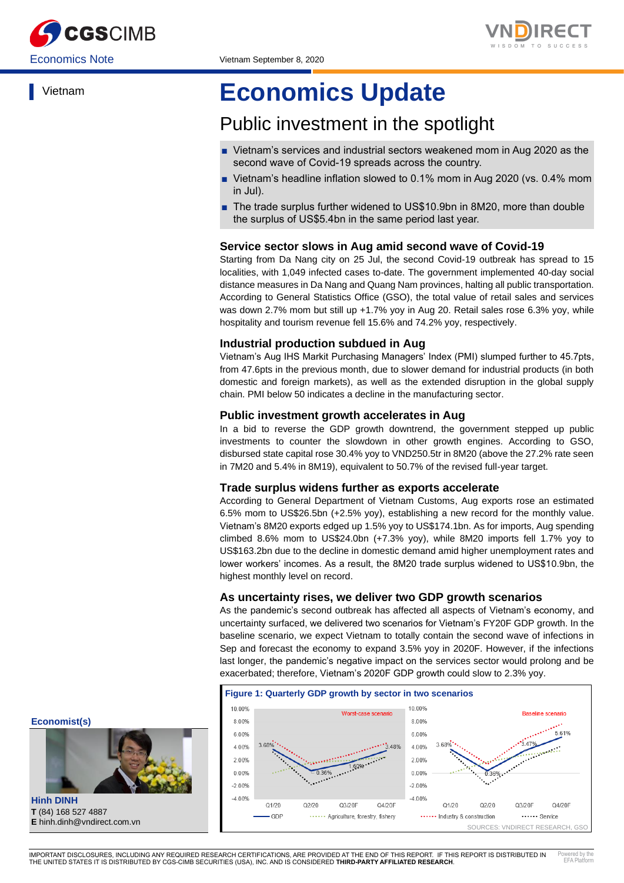Economics Note

Vietnam September 8, 2020

Vietnam

# Economics Update

## Public investment in the spotlight

- Vietnam's services and industrial sectors weakened mom in Aug 2020 as the second wave of Covid-19 spreads across the country.
- Vietnam's headline inflation slowed to 0.1% mom in Aug 2020 (vs. 0.4% mom in Jul).
- The trade surplus further widened to US$10.9bn in 8M20, more than double the surplus of US$5.4bn in the same period last year.

### Service sector slows in Aug amid second wave of Covid-19

Starting from Da Nang city on 25 Jul, the second Covid-19 outbreak has spread to 15 localities, with 1,049 infected cases to-date. The government implemented 40-day social distance measures in Da Nang and Quang Nam provinces, halting all public transportation. According to General Statistics Office (GSO), the total value of retail sales and services was down 2.7% mom but still up +1.7% yoy in Aug 20. Retail sales rose 6.3% yoy, while hospitality and tourism revenue fell 15.6% and 74.2% yoy, respectively.

### Industrial production subdued in Aug

Vietnam's Aug IHS Markit Purchasing Managers' Index (PMI) slumped further to 45.7pts, from 47.6pts in the previous month, due to slower demand for industrial products (in both domestic and foreign markets), as well as the extended disruption in the global supply chain. PMI below 50 indicates a decline in the manufacturing sector.

### Public investment growth accelerates in Aug

In a bid to reverse the GDP growth downtrend, the government stepped up public investments to counter the slowdown in other growth engines. According to GSO, disbursed state capital rose 30.4% yoy to VND250.5tr in 8M20 (above the 27.2% rate seen in 7M20 and 5.4% in 8M19), equivalent to 50.7% of the revised full-year target.

### Trade surplus widens further as exports accelerate

According to General Department of Vietnam Customs, Aug exports rose an estimated 6.5% mom to US$26.5bn (+2.5% yoy), establishing a new record for the monthly value. Vietnam's 8M20 exports edged up 1.5% yoy to US$174.1bn. As for imports, Aug spending climbed 8.6% mom to US$24.0bn (+7.3% yoy), while 8M20 imports fell 1.7% yoy to US$163.2bn due to the decline in domestic demand amid higher unemployment rates and lower workers' incomes. As a result, the 8M20 trade surplus widened to US$10.9bn, the highest monthly level on record.

### As uncertainty rises, we deliver two GDP growth scenarios

As the pandemic's second outbreak has affected all aspects of Vietnam's economy, and uncertainty surfaced, we delivered two scenarios for Vietnam's FY20F GDP growth. In the baseline scenario, we expect Vietnam to totally contain the second wave of infections in Sep and forecast the economy to expand 3.5% yoy in 2020F. However, if the infections last longer, the pandemic's negative impact on the services sector would prolong and be exacerbated; therefore, Vietnam's 2020F GDP growth could slow to 2.3% yoy.

**Figure 1: Quarterly GDP growth by sector in two scenarios**

Worst-case scenario: GDP 3.68% (Q1/20), 0.36% (Q2/20), 1.80% (Q3/20F), 3.48% (Q4/20F)

Baseline scenario: GDP 3.68% (Q1/20), 0.36% (Q2/20), 3.47% (Q3/20F), 5.61% (Q4/20F)

Legend: GDP; Agriculture, forestry, fishery; Industry & construction; Service

SOURCES: VNDIRECT RESEARCH, GSO

**Economist(s)**

**Hinh DINH**
**T** (84) 168 527 4887
**E** hinh.dinh@vndirect.com.vn

IMPORTANT DISCLOSURES, INCLUDING ANY REQUIRED RESEARCH CERTIFICATIONS, ARE PROVIDED AT THE END OF THIS REPORT. IF THIS REPORT IS DISTRIBUTED IN THE UNITED STATES IT IS DISTRIBUTED BY CGS-CIMB SECURITIES (USA), INC. AND IS CONSIDERED **THIRD-PARTY AFFILIATED RESEARCH**.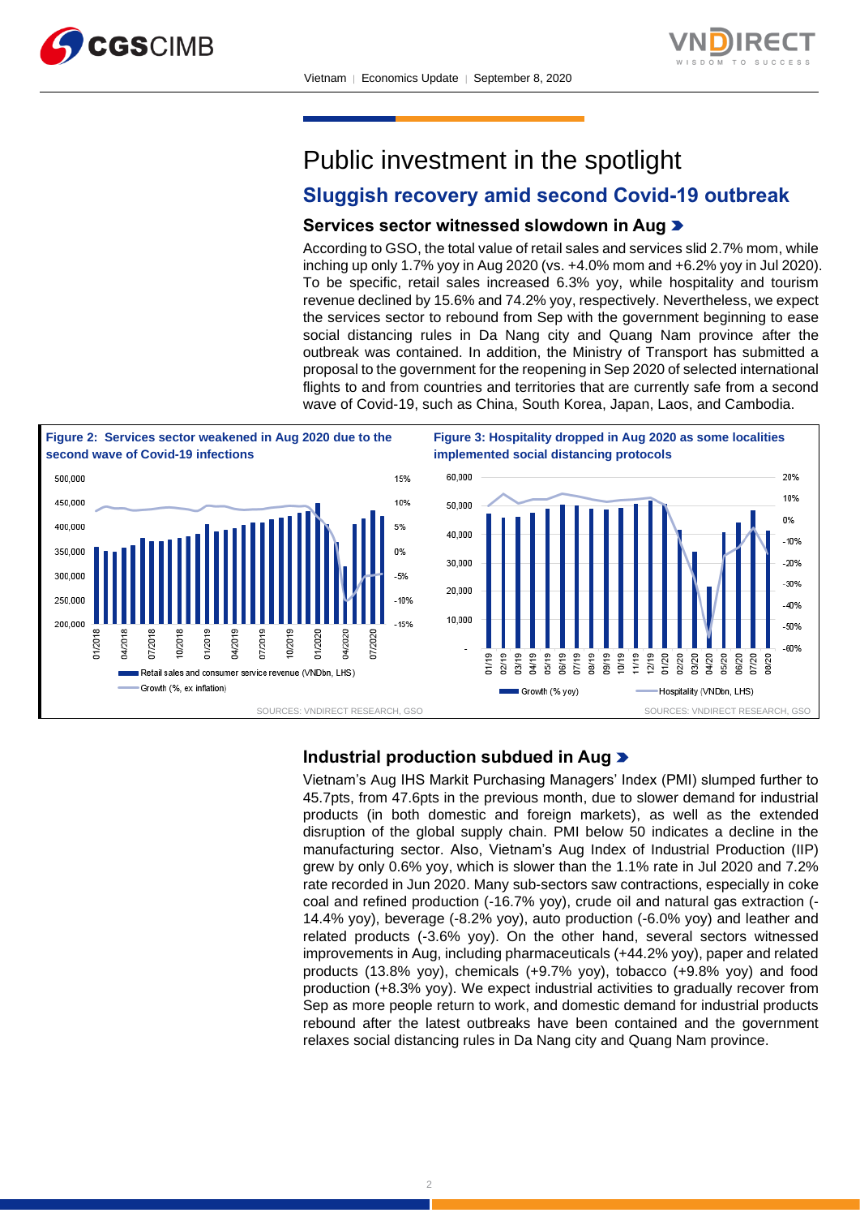# Public investment in the spotlight

## Sluggish recovery amid second Covid-19 outbreak

### Services sector witnessed slowdown in Aug

According to GSO, the total value of retail sales and services slid 2.7% mom, while inching up only 1.7% yoy in Aug 2020 (vs. +4.0% mom and +6.2% yoy in Jul 2020). To be specific, retail sales increased 6.3% yoy, while hospitality and tourism revenue declined by 15.6% and 74.2% yoy, respectively. Nevertheless, we expect the services sector to rebound from Sep with the government beginning to ease social distancing rules in Da Nang city and Quang Nam province after the outbreak was contained. In addition, the Ministry of Transport has submitted a proposal to the government for the reopening in Sep 2020 of selected international flights to and from countries and territories that are currently safe from a second wave of Covid-19, such as China, South Korea, Japan, Laos, and Cambodia.

**Figure 2: Services sector weakened in Aug 2020 due to the second wave of Covid-19 infections**

Legend: Retail sales and consumer service revenue (VNDbn, LHS); Growth (%, ex inflation)

SOURCES: VNDIRECT RESEARCH, GSO

**Figure 3: Hospitality dropped in Aug 2020 as some localities implemented social distancing protocols**

Legend: Growth (% yoy); Hospitality (VNDbn, LHS)

SOURCES: VNDIRECT RESEARCH, GSO

### Industrial production subdued in Aug

Vietnam's Aug IHS Markit Purchasing Managers' Index (PMI) slumped further to 45.7pts, from 47.6pts in the previous month, due to slower demand for industrial products (in both domestic and foreign markets), as well as the extended disruption of the global supply chain. PMI below 50 indicates a decline in the manufacturing sector. Also, Vietnam's Aug Index of Industrial Production (IIP) grew by only 0.6% yoy, which is slower than the 1.1% rate in Jul 2020 and 7.2% rate recorded in Jun 2020. Many sub-sectors saw contractions, especially in coke coal and refined production (-16.7% yoy), crude oil and natural gas extraction (-14.4% yoy), beverage (-8.2% yoy), auto production (-6.0% yoy) and leather and related products (-3.6% yoy). On the other hand, several sectors witnessed improvements in Aug, including pharmaceuticals (+44.2% yoy), paper and related products (13.8% yoy), chemicals (+9.7% yoy), tobacco (+9.8% yoy) and food production (+8.3% yoy). We expect industrial activities to gradually recover from Sep as more people return to work, and domestic demand for industrial products rebound after the latest outbreaks have been contained and the government relaxes social distancing rules in Da Nang city and Quang Nam province.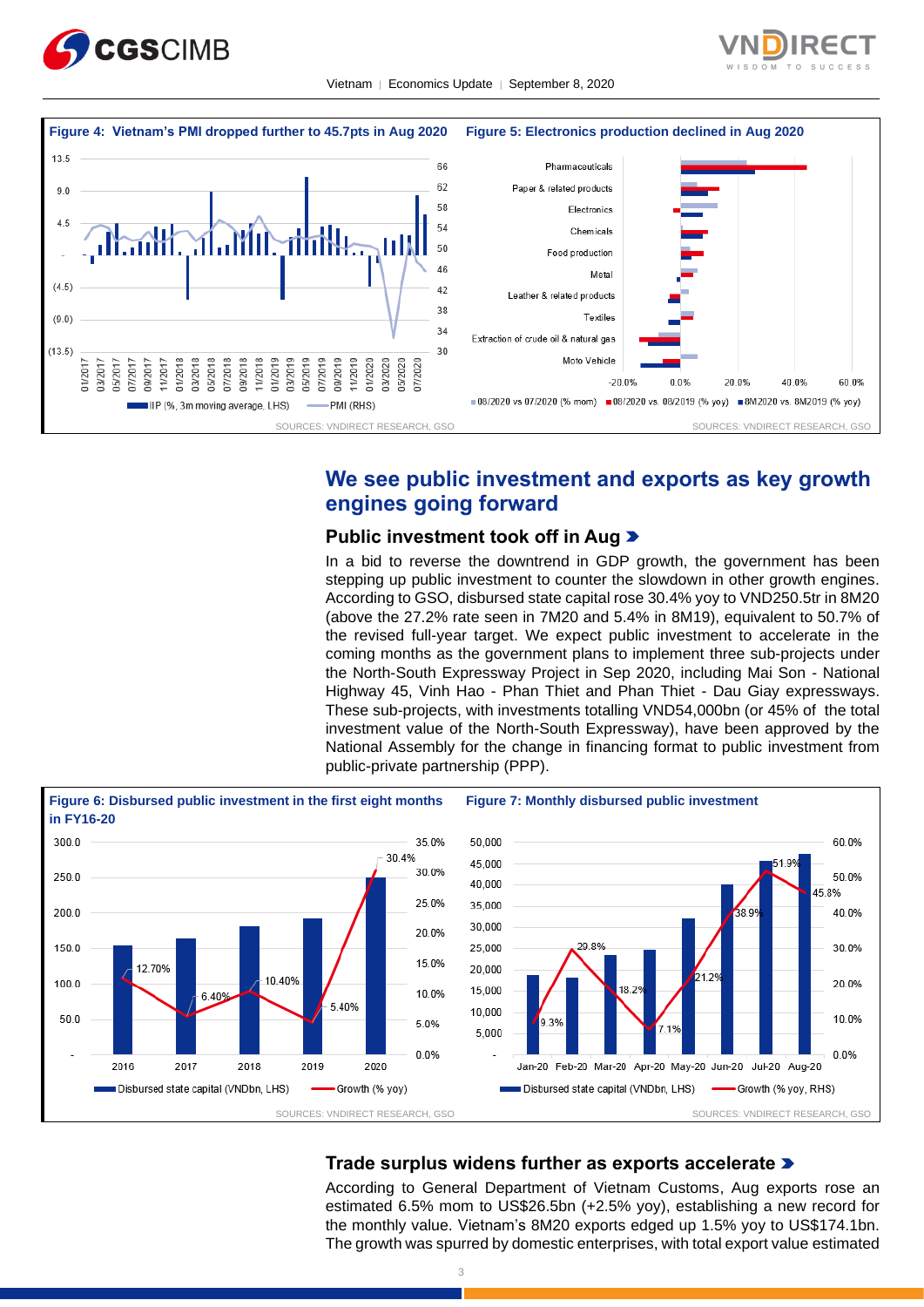**Figure 4: Vietnam's PMI dropped further to 45.7pts in Aug 2020**

SOURCES: VNDIRECT RESEARCH, GSO

**Figure 5: Electronics production declined in Aug 2020**

SOURCES: VNDIRECT RESEARCH, GSO

## We see public investment and exports as key growth engines going forward

### Public investment took off in Aug

In a bid to reverse the downtrend in GDP growth, the government has been stepping up public investment to counter the slowdown in other growth engines. According to GSO, disbursed state capital rose 30.4% yoy to VND250.5tr in 8M20 (above the 27.2% rate seen in 7M20 and 5.4% in 8M19), equivalent to 50.7% of the revised full-year target. We expect public investment to accelerate in the coming months as the government plans to implement three sub-projects under the North-South Expressway Project in Sep 2020, including Mai Son - National Highway 45, Vinh Hao - Phan Thiet and Phan Thiet - Dau Giay expressways. These sub-projects, with investments totalling VND54,000bn (or 45% of the total investment value of the North-South Expressway), have been approved by the National Assembly for the change in financing format to public investment from public-private partnership (PPP).

**Figure 6: Disbursed public investment in the first eight months in FY16-20**

SOURCES: VNDIRECT RESEARCH, GSO

**Figure 7: Monthly disbursed public investment**

SOURCES: VNDIRECT RESEARCH, GSO

### Trade surplus widens further as exports accelerate

According to General Department of Vietnam Customs, Aug exports rose an estimated 6.5% mom to US$26.5bn (+2.5% yoy), establishing a new record for the monthly value. Vietnam's 8M20 exports edged up 1.5% yoy to US$174.1bn. The growth was spurred by domestic enterprises, with total export value estimated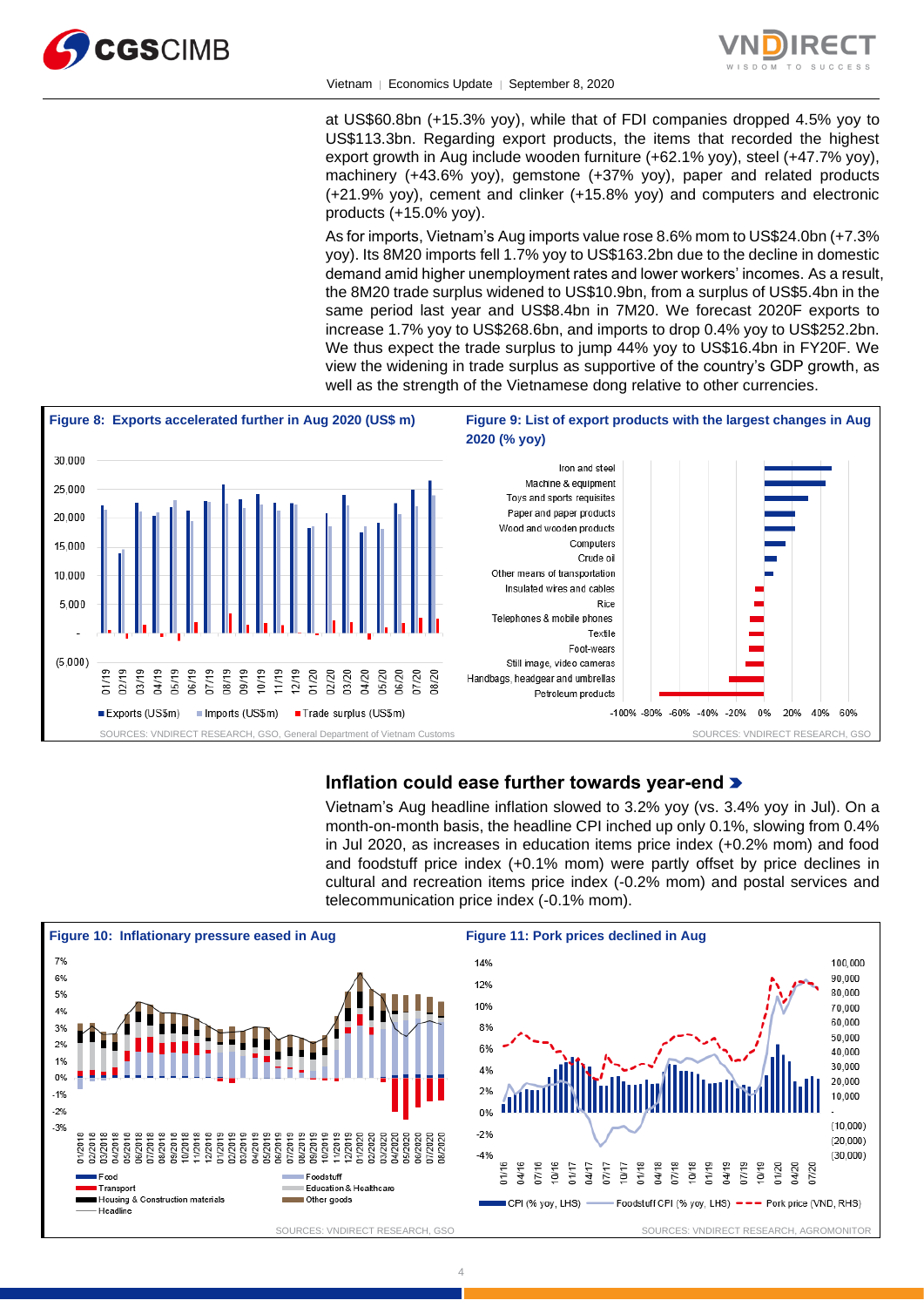at US$60.8bn (+15.3% yoy), while that of FDI companies dropped 4.5% yoy to US$113.3bn. Regarding export products, the items that recorded the highest export growth in Aug include wooden furniture (+62.1% yoy), steel (+47.7% yoy), machinery (+43.6% yoy), gemstone (+37% yoy), paper and related products (+21.9% yoy), cement and clinker (+15.8% yoy) and computers and electronic products (+15.0% yoy).

As for imports, Vietnam's Aug imports value rose 8.6% mom to US$24.0bn (+7.3% yoy). Its 8M20 imports fell 1.7% yoy to US$163.2bn due to the decline in domestic demand amid higher unemployment rates and lower workers' incomes. As a result, the 8M20 trade surplus widened to US$10.9bn, from a surplus of US$5.4bn in the same period last year and US$8.4bn in 7M20. We forecast 2020F exports to increase 1.7% yoy to US$268.6bn, and imports to drop 0.4% yoy to US$252.2bn. We thus expect the trade surplus to jump 44% yoy to US$16.4bn in FY20F. We view the widening in trade surplus as supportive of the country's GDP growth, as well as the strength of the Vietnamese dong relative to other currencies.

**Figure 8: Exports accelerated further in Aug 2020 (US$ m)**

SOURCES: VNDIRECT RESEARCH, GSO, General Department of Vietnam Customs

**Figure 9: List of export products with the largest changes in Aug 2020 (% yoy)**

SOURCES: VNDIRECT RESEARCH, GSO

## Inflation could ease further towards year-end

Vietnam's Aug headline inflation slowed to 3.2% yoy (vs. 3.4% yoy in Jul). On a month-on-month basis, the headline CPI inched up only 0.1%, slowing from 0.4% in Jul 2020, as increases in education items price index (+0.2% mom) and food and foodstuff price index (+0.1% mom) were partly offset by price declines in cultural and recreation items price index (-0.2% mom) and postal services and telecommunication price index (-0.1% mom).

**Figure 10: Inflationary pressure eased in Aug**

SOURCES: VNDIRECT RESEARCH, GSO

**Figure 11: Pork prices declined in Aug**

SOURCES: VNDIRECT RESEARCH, AGROMONITOR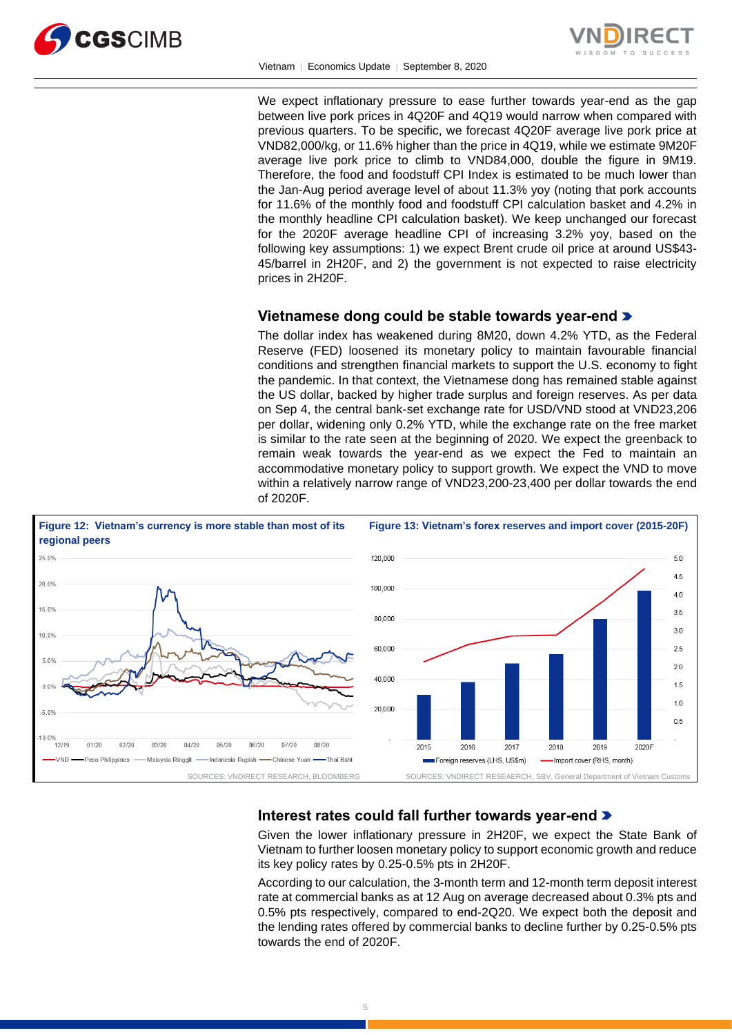We expect inflationary pressure to ease further towards year-end as the gap between live pork prices in 4Q20F and 4Q19 would narrow when compared with previous quarters. To be specific, we forecast 4Q20F average live pork price at VND82,000/kg, or 11.6% higher than the price in 4Q19, while we estimate 9M20F average live pork price to climb to VND84,000, double the figure in 9M19. Therefore, the food and foodstuff CPI Index is estimated to be much lower than the Jan-Aug period average level of about 11.3% yoy (noting that pork accounts for 11.6% of the monthly food and foodstuff CPI calculation basket and 4.2% in the monthly headline CPI calculation basket). We keep unchanged our forecast for the 2020F average headline CPI of increasing 3.2% yoy, based on the following key assumptions: 1) we expect Brent crude oil price at around US$43-45/barrel in 2H20F, and 2) the government is not expected to raise electricity prices in 2H20F.

## Vietnamese dong could be stable towards year-end

The dollar index has weakened during 8M20, down 4.2% YTD, as the Federal Reserve (FED) loosened its monetary policy to maintain favourable financial conditions and strengthen financial markets to support the U.S. economy to fight the pandemic. In that context, the Vietnamese dong has remained stable against the US dollar, backed by higher trade surplus and foreign reserves. As per data on Sep 4, the central bank-set exchange rate for USD/VND stood at VND23,206 per dollar, widening only 0.2% YTD, while the exchange rate on the free market is similar to the rate seen at the beginning of 2020. We expect the greenback to remain weak towards the year-end as we expect the Fed to maintain an accommodative monetary policy to support growth. We expect the VND to move within a relatively narrow range of VND23,200-23,400 per dollar towards the end of 2020F.

**Figure 12: Vietnam's currency is more stable than most of its regional peers**

SOURCES: VNDIRECT RESEARCH, BLOOMBERG

**Figure 13: Vietnam's forex reserves and import cover (2015-20F)**

SOURCES: VNDIRECT RESEAERCH, SBV, General Department of Vietnam Customs

## Interest rates could fall further towards year-end

Given the lower inflationary pressure in 2H20F, we expect the State Bank of Vietnam to further loosen monetary policy to support economic growth and reduce its key policy rates by 0.25-0.5% pts in 2H20F.

According to our calculation, the 3-month term and 12-month term deposit interest rate at commercial banks as at 12 Aug on average decreased about 0.3% pts and 0.5% pts respectively, compared to end-2Q20. We expect both the deposit and the lending rates offered by commercial banks to decline further by 0.25-0.5% pts towards the end of 2020F.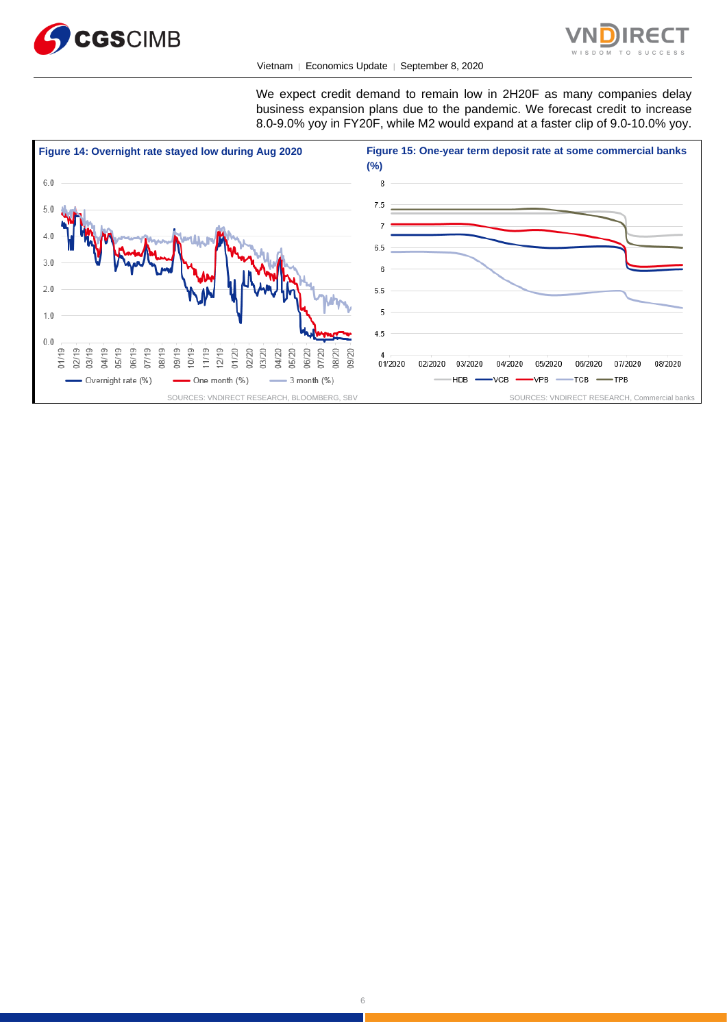We expect credit demand to remain low in 2H20F as many companies delay business expansion plans due to the pandemic. We forecast credit to increase 8.0-9.0% yoy in FY20F, while M2 would expand at a faster clip of 9.0-10.0% yoy.

**Figure 14: Overnight rate stayed low during Aug 2020**

SOURCES: VNDIRECT RESEARCH, BLOOMBERG, SBV

**Figure 15: One-year term deposit rate at some commercial banks (%)**

SOURCES: VNDIRECT RESEARCH, Commercial banks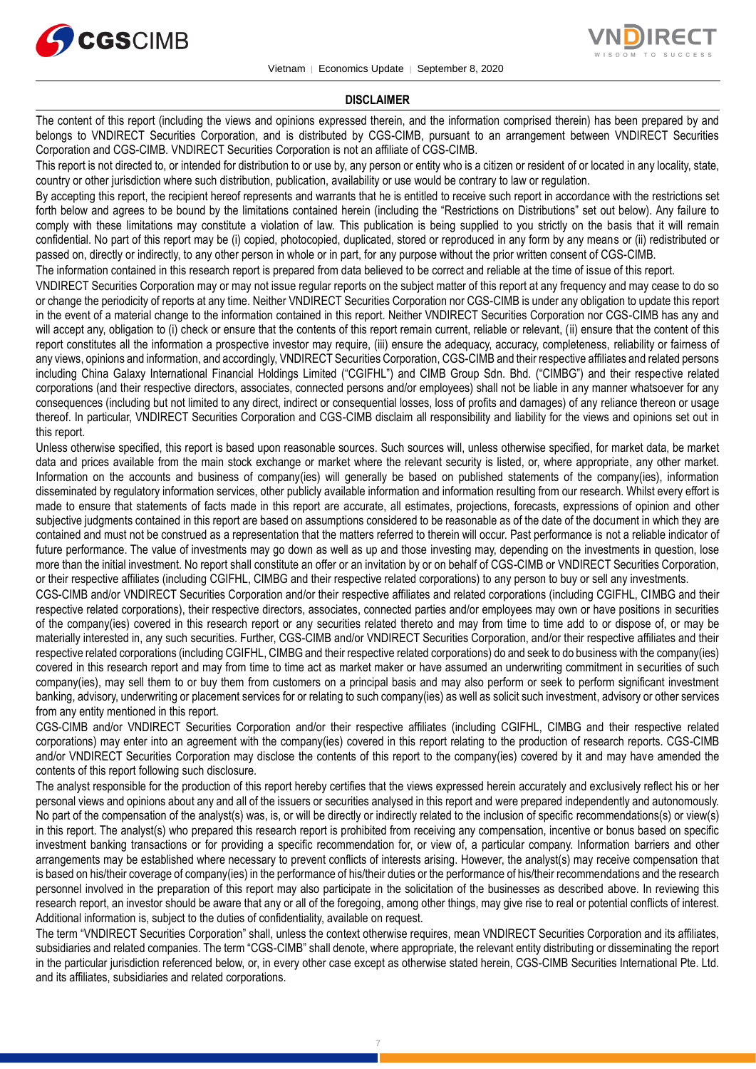## DISCLAIMER

The content of this report (including the views and opinions expressed therein, and the information comprised therein) has been prepared by and belongs to VNDIRECT Securities Corporation, and is distributed by CGS-CIMB, pursuant to an arrangement between VNDIRECT Securities Corporation and CGS-CIMB. VNDIRECT Securities Corporation is not an affiliate of CGS-CIMB.

This report is not directed to, or intended for distribution to or use by, any person or entity who is a citizen or resident of or located in any locality, state, country or other jurisdiction where such distribution, publication, availability or use would be contrary to law or regulation.

By accepting this report, the recipient hereof represents and warrants that he is entitled to receive such report in accordance with the restrictions set forth below and agrees to be bound by the limitations contained herein (including the "Restrictions on Distributions" set out below). Any failure to comply with these limitations may constitute a violation of law. This publication is being supplied to you strictly on the basis that it will remain confidential. No part of this report may be (i) copied, photocopied, duplicated, stored or reproduced in any form by any means or (ii) redistributed or passed on, directly or indirectly, to any other person in whole or in part, for any purpose without the prior written consent of CGS-CIMB.

The information contained in this research report is prepared from data believed to be correct and reliable at the time of issue of this report.

VNDIRECT Securities Corporation may or may not issue regular reports on the subject matter of this report at any frequency and may cease to do so or change the periodicity of reports at any time. Neither VNDIRECT Securities Corporation nor CGS-CIMB is under any obligation to update this report in the event of a material change to the information contained in this report. Neither VNDIRECT Securities Corporation nor CGS-CIMB has any and will accept any, obligation to (i) check or ensure that the contents of this report remain current, reliable or relevant, (ii) ensure that the content of this report constitutes all the information a prospective investor may require, (iii) ensure the adequacy, accuracy, completeness, reliability or fairness of any views, opinions and information, and accordingly, VNDIRECT Securities Corporation, CGS-CIMB and their respective affiliates and related persons including China Galaxy International Financial Holdings Limited ("CGIFHL") and CIMB Group Sdn. Bhd. ("CIMBG") and their respective related corporations (and their respective directors, associates, connected persons and/or employees) shall not be liable in any manner whatsoever for any consequences (including but not limited to any direct, indirect or consequential losses, loss of profits and damages) of any reliance thereon or usage thereof. In particular, VNDIRECT Securities Corporation and CGS-CIMB disclaim all responsibility and liability for the views and opinions set out in this report.

Unless otherwise specified, this report is based upon reasonable sources. Such sources will, unless otherwise specified, for market data, be market data and prices available from the main stock exchange or market where the relevant security is listed, or, where appropriate, any other market. Information on the accounts and business of company(ies) will generally be based on published statements of the company(ies), information disseminated by regulatory information services, other publicly available information and information resulting from our research. Whilst every effort is made to ensure that statements of facts made in this report are accurate, all estimates, projections, forecasts, expressions of opinion and other subjective judgments contained in this report are based on assumptions considered to be reasonable as of the date of the document in which they are contained and must not be construed as a representation that the matters referred to therein will occur. Past performance is not a reliable indicator of future performance. The value of investments may go down as well as up and those investing may, depending on the investments in question, lose more than the initial investment. No report shall constitute an offer or an invitation by or on behalf of CGS-CIMB or VNDIRECT Securities Corporation, or their respective affiliates (including CGIFHL, CIMBG and their respective related corporations) to any person to buy or sell any investments.

CGS-CIMB and/or VNDIRECT Securities Corporation and/or their respective affiliates and related corporations (including CGIFHL, CIMBG and their respective related corporations), their respective directors, associates, connected parties and/or employees may own or have positions in securities of the company(ies) covered in this research report or any securities related thereto and may from time to time add to or dispose of, or may be materially interested in, any such securities. Further, CGS-CIMB and/or VNDIRECT Securities Corporation, and/or their respective affiliates and their respective related corporations (including CGIFHL, CIMBG and their respective related corporations) do and seek to do business with the company(ies) covered in this research report and may from time to time act as market maker or have assumed an underwriting commitment in securities of such company(ies), may sell them to or buy them from customers on a principal basis and may also perform or seek to perform significant investment banking, advisory, underwriting or placement services for or relating to such company(ies) as well as solicit such investment, advisory or other services from any entity mentioned in this report.

CGS-CIMB and/or VNDIRECT Securities Corporation and/or their respective affiliates (including CGIFHL, CIMBG and their respective related corporations) may enter into an agreement with the company(ies) covered in this report relating to the production of research reports. CGS-CIMB and/or VNDIRECT Securities Corporation may disclose the contents of this report to the company(ies) covered by it and may have amended the contents of this report following such disclosure.

The analyst responsible for the production of this report hereby certifies that the views expressed herein accurately and exclusively reflect his or her personal views and opinions about any and all of the issuers or securities analysed in this report and were prepared independently and autonomously. No part of the compensation of the analyst(s) was, is, or will be directly or indirectly related to the inclusion of specific recommendations(s) or view(s) in this report. The analyst(s) who prepared this research report is prohibited from receiving any compensation, incentive or bonus based on specific investment banking transactions or for providing a specific recommendation for, or view of, a particular company. Information barriers and other arrangements may be established where necessary to prevent conflicts of interests arising. However, the analyst(s) may receive compensation that is based on his/their coverage of company(ies) in the performance of his/their duties or the performance of his/their recommendations and the research personnel involved in the preparation of this report may also participate in the solicitation of the businesses as described above. In reviewing this research report, an investor should be aware that any or all of the foregoing, among other things, may give rise to real or potential conflicts of interest. Additional information is, subject to the duties of confidentiality, available on request.

The term "VNDIRECT Securities Corporation" shall, unless the context otherwise requires, mean VNDIRECT Securities Corporation and its affiliates, subsidiaries and related companies. The term "CGS-CIMB" shall denote, where appropriate, the relevant entity distributing or disseminating the report in the particular jurisdiction referenced below, or, in every other case except as otherwise stated herein, CGS-CIMB Securities International Pte. Ltd. and its affiliates, subsidiaries and related corporations.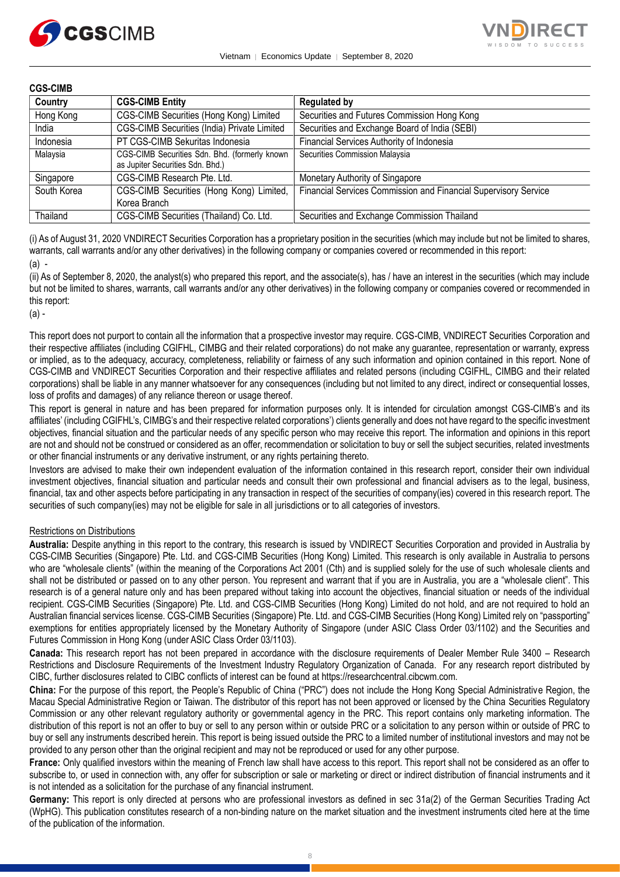**CGS-CIMB**

| Country | CGS-CIMB Entity | Regulated by |
|---|---|---|
| Hong Kong | CGS-CIMB Securities (Hong Kong) Limited | Securities and Futures Commission Hong Kong |
| India | CGS-CIMB Securities (India) Private Limited | Securities and Exchange Board of India (SEBI) |
| Indonesia | PT CGS-CIMB Sekuritas Indonesia | Financial Services Authority of Indonesia |
| Malaysia | CGS-CIMB Securities Sdn. Bhd. (formerly known as Jupiter Securities Sdn. Bhd.) | Securities Commission Malaysia |
| Singapore | CGS-CIMB Research Pte. Ltd. | Monetary Authority of Singapore |
| South Korea | CGS-CIMB Securities (Hong Kong) Limited, Korea Branch | Financial Services Commission and Financial Supervisory Service |
| Thailand | CGS-CIMB Securities (Thailand) Co. Ltd. | Securities and Exchange Commission Thailand |

(i) As of August 31, 2020 VNDIRECT Securities Corporation has a proprietary position in the securities (which may include but not be limited to shares, warrants, call warrants and/or any other derivatives) in the following company or companies covered or recommended in this report:

(a) -

(ii) As of September 8, 2020, the analyst(s) who prepared this report, and the associate(s), has / have an interest in the securities (which may include but not be limited to shares, warrants, call warrants and/or any other derivatives) in the following company or companies covered or recommended in this report:

(a) -

This report does not purport to contain all the information that a prospective investor may require. CGS-CIMB, VNDIRECT Securities Corporation and their respective affiliates (including CGIFHL, CIMBG and their related corporations) do not make any guarantee, representation or warranty, express or implied, as to the adequacy, accuracy, completeness, reliability or fairness of any such information and opinion contained in this report. None of CGS-CIMB and VNDIRECT Securities Corporation and their respective affiliates and related persons (including CGIFHL, CIMBG and their related corporations) shall be liable in any manner whatsoever for any consequences (including but not limited to any direct, indirect or consequential losses, loss of profits and damages) of any reliance thereon or usage thereof.

This report is general in nature and has been prepared for information purposes only. It is intended for circulation amongst CGS-CIMB's and its affiliates' (including CGIFHL's, CIMBG's and their respective related corporations') clients generally and does not have regard to the specific investment objectives, financial situation and the particular needs of any specific person who may receive this report. The information and opinions in this report are not and should not be construed or considered as an offer, recommendation or solicitation to buy or sell the subject securities, related investments or other financial instruments or any derivative instrument, or any rights pertaining thereto.

Investors are advised to make their own independent evaluation of the information contained in this research report, consider their own individual investment objectives, financial situation and particular needs and consult their own professional and financial advisers as to the legal, business, financial, tax and other aspects before participating in any transaction in respect of the securities of company(ies) covered in this research report. The securities of such company(ies) may not be eligible for sale in all jurisdictions or to all categories of investors.

Restrictions on Distributions

**Australia:** Despite anything in this report to the contrary, this research is issued by VNDIRECT Securities Corporation and provided in Australia by CGS-CIMB Securities (Singapore) Pte. Ltd. and CGS-CIMB Securities (Hong Kong) Limited. This research is only available in Australia to persons who are "wholesale clients" (within the meaning of the Corporations Act 2001 (Cth) and is supplied solely for the use of such wholesale clients and shall not be distributed or passed on to any other person. You represent and warrant that if you are in Australia, you are a "wholesale client". This research is of a general nature only and has been prepared without taking into account the objectives, financial situation or needs of the individual recipient. CGS-CIMB Securities (Singapore) Pte. Ltd. and CGS-CIMB Securities (Hong Kong) Limited do not hold, and are not required to hold an Australian financial services license. CGS-CIMB Securities (Singapore) Pte. Ltd. and CGS-CIMB Securities (Hong Kong) Limited rely on "passporting" exemptions for entities appropriately licensed by the Monetary Authority of Singapore (under ASIC Class Order 03/1102) and the Securities and Futures Commission in Hong Kong (under ASIC Class Order 03/1103).

**Canada:** This research report has not been prepared in accordance with the disclosure requirements of Dealer Member Rule 3400 – Research Restrictions and Disclosure Requirements of the Investment Industry Regulatory Organization of Canada. For any research report distributed by CIBC, further disclosures related to CIBC conflicts of interest can be found at https://researchcentral.cibcwm.com.

**China:** For the purpose of this report, the People's Republic of China ("PRC") does not include the Hong Kong Special Administrative Region, the Macau Special Administrative Region or Taiwan. The distributor of this report has not been approved or licensed by the China Securities Regulatory Commission or any other relevant regulatory authority or governmental agency in the PRC. This report contains only marketing information. The distribution of this report is not an offer to buy or sell to any person within or outside PRC or a solicitation to any person within or outside of PRC to buy or sell any instruments described herein. This report is being issued outside the PRC to a limited number of institutional investors and may not be provided to any person other than the original recipient and may not be reproduced or used for any other purpose.

**France:** Only qualified investors within the meaning of French law shall have access to this report. This report shall not be considered as an offer to subscribe to, or used in connection with, any offer for subscription or sale or marketing or direct or indirect distribution of financial instruments and it is not intended as a solicitation for the purchase of any financial instrument.

**Germany:** This report is only directed at persons who are professional investors as defined in sec 31a(2) of the German Securities Trading Act (WpHG). This publication constitutes research of a non-binding nature on the market situation and the investment instruments cited here at the time of the publication of the information.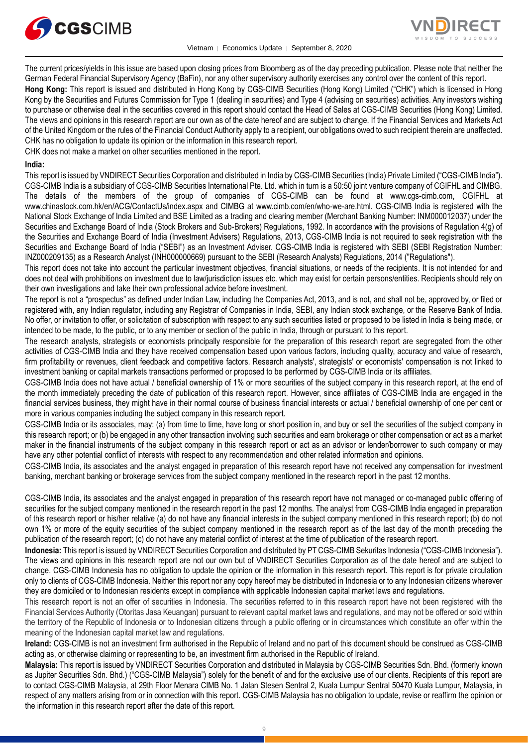The current prices/yields in this issue are based upon closing prices from Bloomberg as of the day preceding publication. Please note that neither the German Federal Financial Supervisory Agency (BaFin), nor any other supervisory authority exercises any control over the content of this report.

**Hong Kong:** This report is issued and distributed in Hong Kong by CGS-CIMB Securities (Hong Kong) Limited ("CHK") which is licensed in Hong Kong by the Securities and Futures Commission for Type 1 (dealing in securities) and Type 4 (advising on securities) activities. Any investors wishing to purchase or otherwise deal in the securities covered in this report should contact the Head of Sales at CGS-CIMB Securities (Hong Kong) Limited. The views and opinions in this research report are our own as of the date hereof and are subject to change. If the Financial Services and Markets Act of the United Kingdom or the rules of the Financial Conduct Authority apply to a recipient, our obligations owed to such recipient therein are unaffected. CHK has no obligation to update its opinion or the information in this research report.

CHK does not make a market on other securities mentioned in the report.

**India:**

This report is issued by VNDIRECT Securities Corporation and distributed in India by CGS-CIMB Securities (India) Private Limited ("CGS-CIMB India"). CGS-CIMB India is a subsidiary of CGS-CIMB Securities International Pte. Ltd. which in turn is a 50:50 joint venture company of CGIFHL and CIMBG. The details of the members of the group of companies of CGS-CIMB can be found at www.cgs-cimb.com, CGIFHL at www.chinastock.com.hk/en/ACG/ContactUs/index.aspx and CIMBG at www.cimb.com/en/who-we-are.html. CGS-CIMB India is registered with the National Stock Exchange of India Limited and BSE Limited as a trading and clearing member (Merchant Banking Number: INM000012037) under the Securities and Exchange Board of India (Stock Brokers and Sub-Brokers) Regulations, 1992. In accordance with the provisions of Regulation 4(g) of the Securities and Exchange Board of India (Investment Advisers) Regulations, 2013, CGS-CIMB India is not required to seek registration with the Securities and Exchange Board of India ("SEBI") as an Investment Adviser. CGS-CIMB India is registered with SEBI (SEBI Registration Number: INZ000209135) as a Research Analyst (INH000000669) pursuant to the SEBI (Research Analysts) Regulations, 2014 ("Regulations").

This report does not take into account the particular investment objectives, financial situations, or needs of the recipients. It is not intended for and does not deal with prohibitions on investment due to law/jurisdiction issues etc. which may exist for certain persons/entities. Recipients should rely on their own investigations and take their own professional advice before investment.

The report is not a "prospectus" as defined under Indian Law, including the Companies Act, 2013, and is not, and shall not be, approved by, or filed or registered with, any Indian regulator, including any Registrar of Companies in India, SEBI, any Indian stock exchange, or the Reserve Bank of India. No offer, or invitation to offer, or solicitation of subscription with respect to any such securities listed or proposed to be listed in India is being made, or intended to be made, to the public, or to any member or section of the public in India, through or pursuant to this report.

The research analysts, strategists or economists principally responsible for the preparation of this research report are segregated from the other activities of CGS-CIMB India and they have received compensation based upon various factors, including quality, accuracy and value of research, firm profitability or revenues, client feedback and competitive factors. Research analysts', strategists' or economists' compensation is not linked to investment banking or capital markets transactions performed or proposed to be performed by CGS-CIMB India or its affiliates.

CGS-CIMB India does not have actual / beneficial ownership of 1% or more securities of the subject company in this research report, at the end of the month immediately preceding the date of publication of this research report. However, since affiliates of CGS-CIMB India are engaged in the financial services business, they might have in their normal course of business financial interests or actual / beneficial ownership of one per cent or more in various companies including the subject company in this research report.

CGS-CIMB India or its associates, may: (a) from time to time, have long or short position in, and buy or sell the securities of the subject company in this research report; or (b) be engaged in any other transaction involving such securities and earn brokerage or other compensation or act as a market maker in the financial instruments of the subject company in this research report or act as an advisor or lender/borrower to such company or may have any other potential conflict of interests with respect to any recommendation and other related information and opinions.

CGS-CIMB India, its associates and the analyst engaged in preparation of this research report have not received any compensation for investment banking, merchant banking or brokerage services from the subject company mentioned in the research report in the past 12 months.

CGS-CIMB India, its associates and the analyst engaged in preparation of this research report have not managed or co-managed public offering of securities for the subject company mentioned in the research report in the past 12 months. The analyst from CGS-CIMB India engaged in preparation of this research report or his/her relative (a) do not have any financial interests in the subject company mentioned in this research report; (b) do not own 1% or more of the equity securities of the subject company mentioned in the research report as of the last day of the month preceding the publication of the research report; (c) do not have any material conflict of interest at the time of publication of the research report.

**Indonesia:** This report is issued by VNDIRECT Securities Corporation and distributed by PT CGS-CIMB Sekuritas Indonesia ("CGS-CIMB Indonesia"). The views and opinions in this research report are not our own but of VNDIRECT Securities Corporation as of the date hereof and are subject to change. CGS-CIMB Indonesia has no obligation to update the opinion or the information in this research report. This report is for private circulation only to clients of CGS-CIMB Indonesia. Neither this report nor any copy hereof may be distributed in Indonesia or to any Indonesian citizens wherever they are domiciled or to Indonesian residents except in compliance with applicable Indonesian capital market laws and regulations.

This research report is not an offer of securities in Indonesia. The securities referred to in this research report have not been registered with the Financial Services Authority (Otoritas Jasa Keuangan) pursuant to relevant capital market laws and regulations, and may not be offered or sold within the territory of the Republic of Indonesia or to Indonesian citizens through a public offering or in circumstances which constitute an offer within the meaning of the Indonesian capital market law and regulations.

**Ireland:** CGS-CIMB is not an investment firm authorised in the Republic of Ireland and no part of this document should be construed as CGS-CIMB acting as, or otherwise claiming or representing to be, an investment firm authorised in the Republic of Ireland.

**Malaysia:** This report is issued by VNDIRECT Securities Corporation and distributed in Malaysia by CGS-CIMB Securities Sdn. Bhd. (formerly known as Jupiter Securities Sdn. Bhd.) ("CGS-CIMB Malaysia") solely for the benefit of and for the exclusive use of our clients. Recipients of this report are to contact CGS-CIMB Malaysia, at 29th Floor Menara CIMB No. 1 Jalan Stesen Sentral 2, Kuala Lumpur Sentral 50470 Kuala Lumpur, Malaysia, in respect of any matters arising from or in connection with this report. CGS-CIMB Malaysia has no obligation to update, revise or reaffirm the opinion or the information in this research report after the date of this report.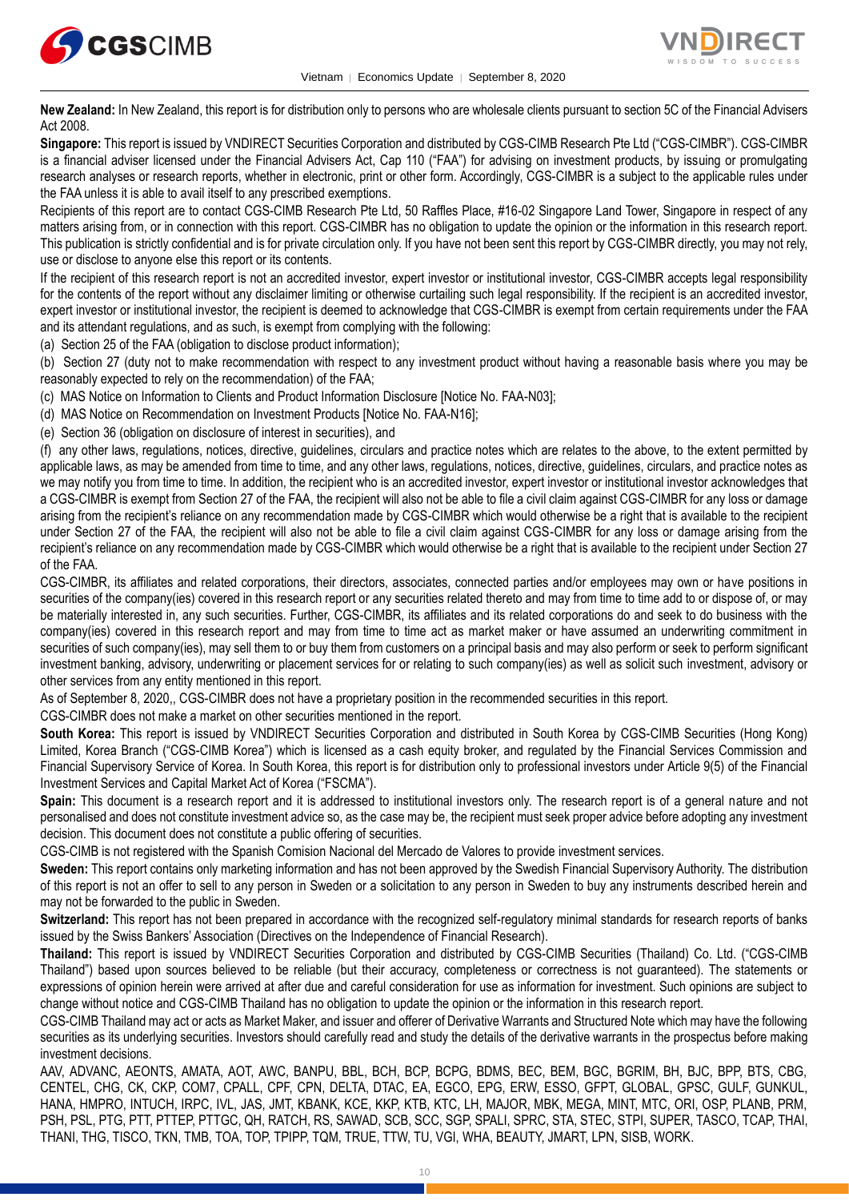**New Zealand:** In New Zealand, this report is for distribution only to persons who are wholesale clients pursuant to section 5C of the Financial Advisers Act 2008.

**Singapore:** This report is issued by VNDIRECT Securities Corporation and distributed by CGS-CIMB Research Pte Ltd ("CGS-CIMBR"). CGS-CIMBR is a financial adviser licensed under the Financial Advisers Act, Cap 110 ("FAA") for advising on investment products, by issuing or promulgating research analyses or research reports, whether in electronic, print or other form. Accordingly, CGS-CIMBR is a subject to the applicable rules under the FAA unless it is able to avail itself to any prescribed exemptions.

Recipients of this report are to contact CGS-CIMB Research Pte Ltd, 50 Raffles Place, #16-02 Singapore Land Tower, Singapore in respect of any matters arising from, or in connection with this report. CGS-CIMBR has no obligation to update the opinion or the information in this research report. This publication is strictly confidential and is for private circulation only. If you have not been sent this report by CGS-CIMBR directly, you may not rely, use or disclose to anyone else this report or its contents.

If the recipient of this research report is not an accredited investor, expert investor or institutional investor, CGS-CIMBR accepts legal responsibility for the contents of the report without any disclaimer limiting or otherwise curtailing such legal responsibility. If the recipient is an accredited investor, expert investor or institutional investor, the recipient is deemed to acknowledge that CGS-CIMBR is exempt from certain requirements under the FAA and its attendant regulations, and as such, is exempt from complying with the following:

(a) Section 25 of the FAA (obligation to disclose product information);

(b) Section 27 (duty not to make recommendation with respect to any investment product without having a reasonable basis where you may be reasonably expected to rely on the recommendation) of the FAA;

(c) MAS Notice on Information to Clients and Product Information Disclosure [Notice No. FAA-N03];

(d) MAS Notice on Recommendation on Investment Products [Notice No. FAA-N16];

(e) Section 36 (obligation on disclosure of interest in securities), and

(f) any other laws, regulations, notices, directive, guidelines, circulars and practice notes which are relates to the above, to the extent permitted by applicable laws, as may be amended from time to time, and any other laws, regulations, notices, directive, guidelines, circulars, and practice notes as we may notify you from time to time. In addition, the recipient who is an accredited investor, expert investor or institutional investor acknowledges that a CGS-CIMBR is exempt from Section 27 of the FAA, the recipient will also not be able to file a civil claim against CGS-CIMBR for any loss or damage arising from the recipient's reliance on any recommendation made by CGS-CIMBR which would otherwise be a right that is available to the recipient under Section 27 of the FAA, the recipient will also not be able to file a civil claim against CGS-CIMBR for any loss or damage arising from the recipient's reliance on any recommendation made by CGS-CIMBR which would otherwise be a right that is available to the recipient under Section 27 of the FAA.

CGS-CIMBR, its affiliates and related corporations, their directors, associates, connected parties and/or employees may own or have positions in securities of the company(ies) covered in this research report or any securities related thereto and may from time to time add to or dispose of, or may be materially interested in, any such securities. Further, CGS-CIMBR, its affiliates and its related corporations do and seek to do business with the company(ies) covered in this research report and may from time to time act as market maker or have assumed an underwriting commitment in securities of such company(ies), may sell them to or buy them from customers on a principal basis and may also perform or seek to perform significant investment banking, advisory, underwriting or placement services for or relating to such company(ies) as well as solicit such investment, advisory or other services from any entity mentioned in this report.

As of September 8, 2020,, CGS-CIMBR does not have a proprietary position in the recommended securities in this report.

CGS-CIMBR does not make a market on other securities mentioned in the report.

**South Korea:** This report is issued by VNDIRECT Securities Corporation and distributed in South Korea by CGS-CIMB Securities (Hong Kong) Limited, Korea Branch ("CGS-CIMB Korea") which is licensed as a cash equity broker, and regulated by the Financial Services Commission and Financial Supervisory Service of Korea. In South Korea, this report is for distribution only to professional investors under Article 9(5) of the Financial Investment Services and Capital Market Act of Korea ("FSCMA").

**Spain:** This document is a research report and it is addressed to institutional investors only. The research report is of a general nature and not personalised and does not constitute investment advice so, as the case may be, the recipient must seek proper advice before adopting any investment decision. This document does not constitute a public offering of securities.

CGS-CIMB is not registered with the Spanish Comision Nacional del Mercado de Valores to provide investment services.

**Sweden:** This report contains only marketing information and has not been approved by the Swedish Financial Supervisory Authority. The distribution of this report is not an offer to sell to any person in Sweden or a solicitation to any person in Sweden to buy any instruments described herein and may not be forwarded to the public in Sweden.

**Switzerland:** This report has not been prepared in accordance with the recognized self-regulatory minimal standards for research reports of banks issued by the Swiss Bankers' Association (Directives on the Independence of Financial Research).

**Thailand:** This report is issued by VNDIRECT Securities Corporation and distributed by CGS-CIMB Securities (Thailand) Co. Ltd. ("CGS-CIMB Thailand") based upon sources believed to be reliable (but their accuracy, completeness or correctness is not guaranteed). The statements or expressions of opinion herein were arrived at after due and careful consideration for use as information for investment. Such opinions are subject to change without notice and CGS-CIMB Thailand has no obligation to update the opinion or the information in this research report.

CGS-CIMB Thailand may act or acts as Market Maker, and issuer and offerer of Derivative Warrants and Structured Note which may have the following securities as its underlying securities. Investors should carefully read and study the details of the derivative warrants in the prospectus before making investment decisions.

AAV, ADVANC, AEONTS, AMATA, AOT, AWC, BANPU, BBL, BCH, BCP, BCPG, BDMS, BEC, BEM, BGC, BGRIM, BH, BJC, BPP, BTS, CBG, CENTEL, CHG, CK, CKP, COM7, CPALL, CPF, CPN, DELTA, DTAC, EA, EGCO, EPG, ERW, ESSO, GFPT, GLOBAL, GPSC, GULF, GUNKUL, HANA, HMPRO, INTUCH, IRPC, IVL, JAS, JMT, KBANK, KCE, KKP, KTB, KTC, LH, MAJOR, MBK, MEGA, MINT, MTC, ORI, OSP, PLANB, PRM, PSH, PSL, PTG, PTT, PTTEP, PTTGC, QH, RATCH, RS, SAWAD, SCB, SCC, SGP, SPALI, SPRC, STA, STEC, STPI, SUPER, TASCO, TCAP, THAI, THANI, THG, TISCO, TKN, TMB, TOA, TOP, TPIPP, TQM, TRUE, TTW, TU, VGI, WHA, BEAUTY, JMART, LPN, SISB, WORK.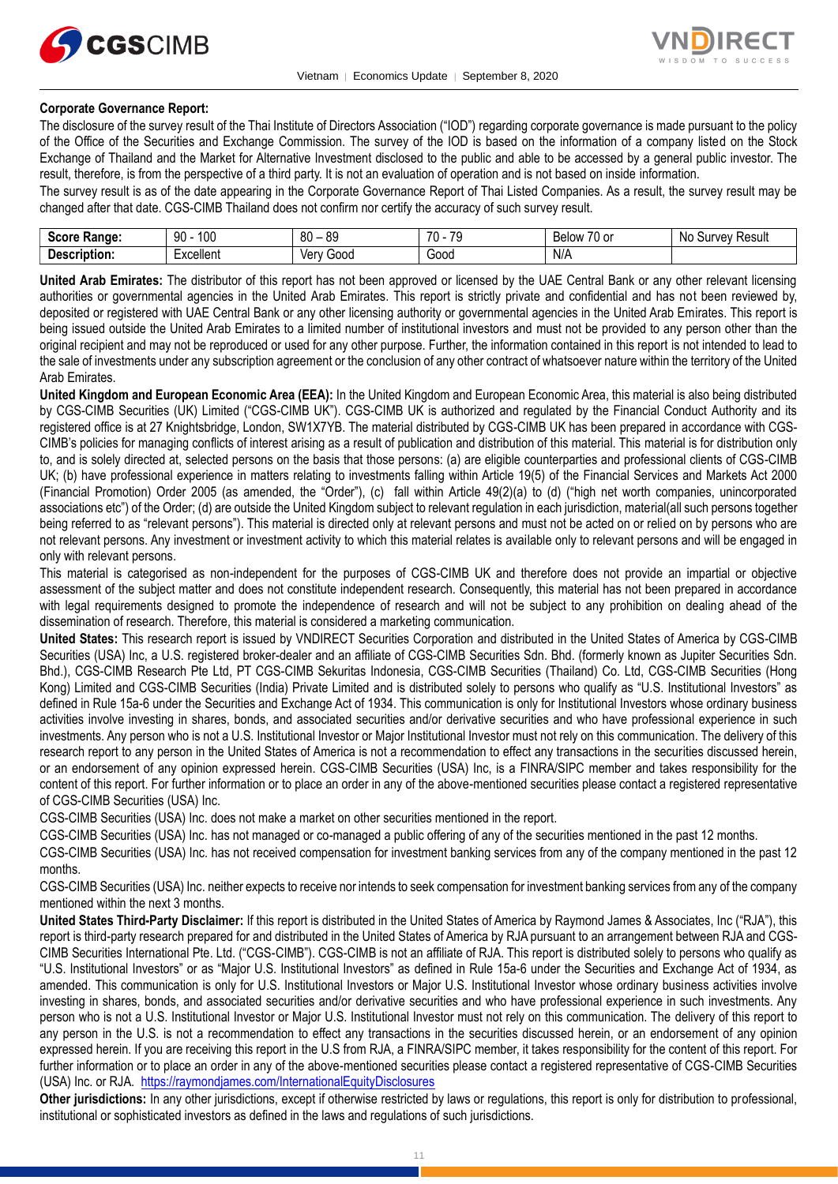**Corporate Governance Report:**

The disclosure of the survey result of the Thai Institute of Directors Association ("IOD") regarding corporate governance is made pursuant to the policy of the Office of the Securities and Exchange Commission. The survey of the IOD is based on the information of a company listed on the Stock Exchange of Thailand and the Market for Alternative Investment disclosed to the public and able to be accessed by a general public investor. The result, therefore, is from the perspective of a third party. It is not an evaluation of operation and is not based on inside information.

The survey result is as of the date appearing in the Corporate Governance Report of Thai Listed Companies. As a result, the survey result may be changed after that date. CGS-CIMB Thailand does not confirm nor certify the accuracy of such survey result.

| **Score Range:** | 90 - 100 | 80 – 89 | 70 - 79 | Below 70 or | No Survey Result |
|---|---|---|---|---|---|
| **Description:** | Excellent | Very Good | Good | N/A | |

**United Arab Emirates:** The distributor of this report has not been approved or licensed by the UAE Central Bank or any other relevant licensing authorities or governmental agencies in the United Arab Emirates. This report is strictly private and confidential and has not been reviewed by, deposited or registered with UAE Central Bank or any other licensing authority or governmental agencies in the United Arab Emirates. This report is being issued outside the United Arab Emirates to a limited number of institutional investors and must not be provided to any person other than the original recipient and may not be reproduced or used for any other purpose. Further, the information contained in this report is not intended to lead to the sale of investments under any subscription agreement or the conclusion of any other contract of whatsoever nature within the territory of the United Arab Emirates.

**United Kingdom and European Economic Area (EEA):** In the United Kingdom and European Economic Area, this material is also being distributed by CGS-CIMB Securities (UK) Limited ("CGS-CIMB UK"). CGS-CIMB UK is authorized and regulated by the Financial Conduct Authority and its registered office is at 27 Knightsbridge, London, SW1X7YB. The material distributed by CGS-CIMB UK has been prepared in accordance with CGS-CIMB's policies for managing conflicts of interest arising as a result of publication and distribution of this material. This material is for distribution only to, and is solely directed at, selected persons on the basis that those persons: (a) are eligible counterparties and professional clients of CGS-CIMB UK; (b) have professional experience in matters relating to investments falling within Article 19(5) of the Financial Services and Markets Act 2000 (Financial Promotion) Order 2005 (as amended, the "Order"), (c) fall within Article 49(2)(a) to (d) ("high net worth companies, unincorporated associations etc") of the Order; (d) are outside the United Kingdom subject to relevant regulation in each jurisdiction, material(all such persons together being referred to as "relevant persons"). This material is directed only at relevant persons and must not be acted on or relied on by persons who are not relevant persons. Any investment or investment activity to which this material relates is available only to relevant persons and will be engaged in only with relevant persons.

This material is categorised as non-independent for the purposes of CGS-CIMB UK and therefore does not provide an impartial or objective assessment of the subject matter and does not constitute independent research. Consequently, this material has not been prepared in accordance with legal requirements designed to promote the independence of research and will not be subject to any prohibition on dealing ahead of the dissemination of research. Therefore, this material is considered a marketing communication.

**United States:** This research report is issued by VNDIRECT Securities Corporation and distributed in the United States of America by CGS-CIMB Securities (USA) Inc, a U.S. registered broker-dealer and an affiliate of CGS-CIMB Securities Sdn. Bhd. (formerly known as Jupiter Securities Sdn. Bhd.), CGS-CIMB Research Pte Ltd, PT CGS-CIMB Sekuritas Indonesia, CGS-CIMB Securities (Thailand) Co. Ltd, CGS-CIMB Securities (Hong Kong) Limited and CGS-CIMB Securities (India) Private Limited and is distributed solely to persons who qualify as "U.S. Institutional Investors" as defined in Rule 15a-6 under the Securities and Exchange Act of 1934. This communication is only for Institutional Investors whose ordinary business activities involve investing in shares, bonds, and associated securities and/or derivative securities and who have professional experience in such investments. Any person who is not a U.S. Institutional Investor or Major Institutional Investor must not rely on this communication. The delivery of this research report to any person in the United States of America is not a recommendation to effect any transactions in the securities discussed herein, or an endorsement of any opinion expressed herein. CGS-CIMB Securities (USA) Inc, is a FINRA/SIPC member and takes responsibility for the content of this report. For further information or to place an order in any of the above-mentioned securities please contact a registered representative of CGS-CIMB Securities (USA) Inc.

CGS-CIMB Securities (USA) Inc. does not make a market on other securities mentioned in the report.

CGS-CIMB Securities (USA) Inc. has not managed or co-managed a public offering of any of the securities mentioned in the past 12 months.

CGS-CIMB Securities (USA) Inc. has not received compensation for investment banking services from any of the company mentioned in the past 12 months.

CGS-CIMB Securities (USA) Inc. neither expects to receive nor intends to seek compensation for investment banking services from any of the company mentioned within the next 3 months.

**United States Third-Party Disclaimer:** If this report is distributed in the United States of America by Raymond James & Associates, Inc ("RJA"), this report is third-party research prepared for and distributed in the United States of America by RJA pursuant to an arrangement between RJA and CGS-CIMB Securities International Pte. Ltd. ("CGS-CIMB"). CGS-CIMB is not an affiliate of RJA. This report is distributed solely to persons who qualify as "U.S. Institutional Investors" or as "Major U.S. Institutional Investors" as defined in Rule 15a-6 under the Securities and Exchange Act of 1934, as amended. This communication is only for U.S. Institutional Investors or Major U.S. Institutional Investor whose ordinary business activities involve investing in shares, bonds, and associated securities and/or derivative securities and who have professional experience in such investments. Any person who is not a U.S. Institutional Investor or Major U.S. Institutional Investor must not rely on this communication. The delivery of this report to any person in the U.S. is not a recommendation to effect any transactions in the securities discussed herein, or an endorsement of any opinion expressed herein. If you are receiving this report in the U.S from RJA, a FINRA/SIPC member, it takes responsibility for the content of this report. For further information or to place an order in any of the above-mentioned securities please contact a registered representative of CGS-CIMB Securities (USA) Inc. or RJA. https://raymondjames.com/InternationalEquityDisclosures

**Other jurisdictions:** In any other jurisdictions, except if otherwise restricted by laws or regulations, this report is only for distribution to professional, institutional or sophisticated investors as defined in the laws and regulations of such jurisdictions.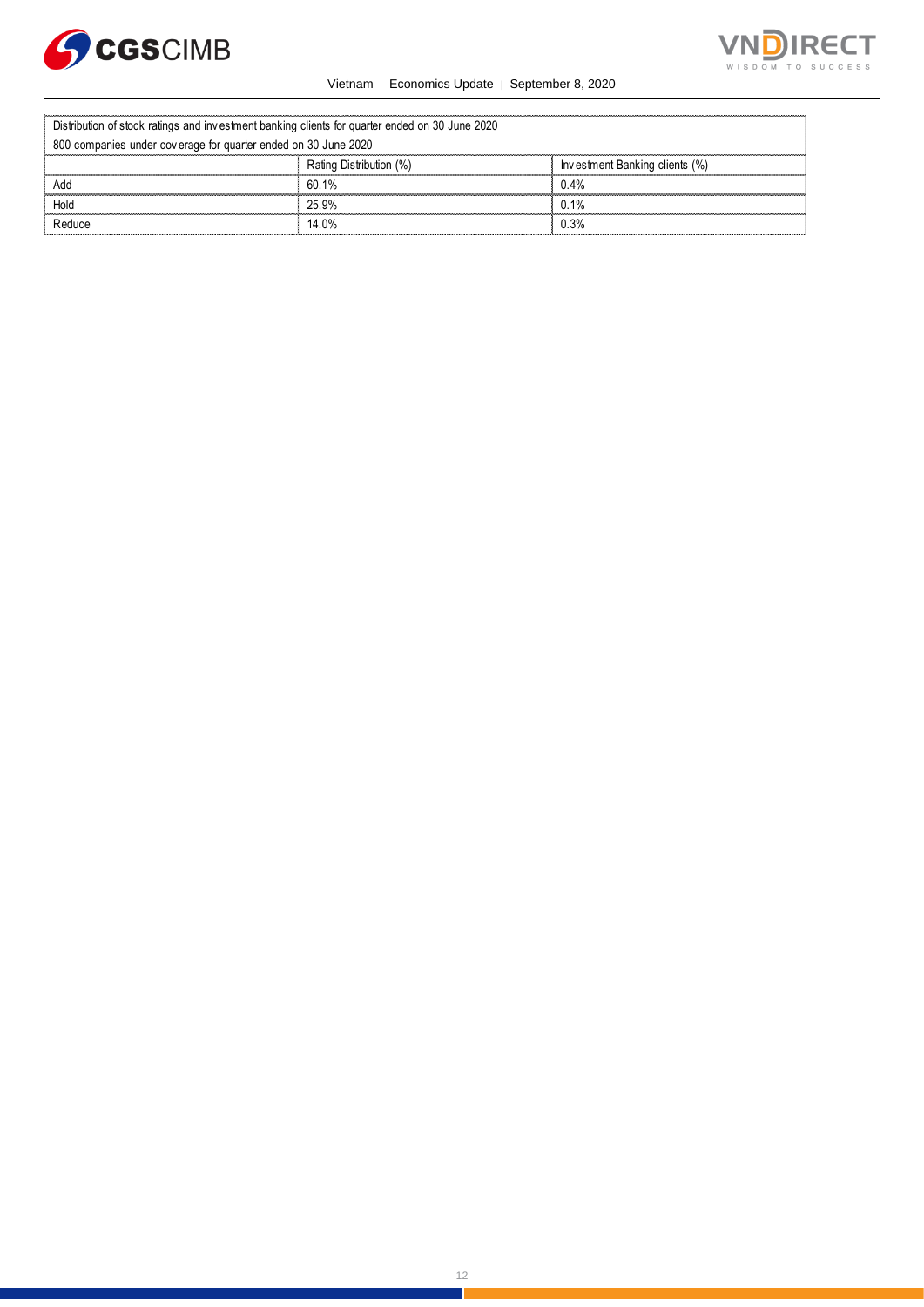| Distribution of stock ratings and investment banking clients for quarter ended on 30 June 2020 | | |
|---|---|---|
| 800 companies under coverage for quarter ended on 30 June 2020 | | |
| | Rating Distribution (%) | Investment Banking clients (%) |
| Add | 60.1% | 0.4% |
| Hold | 25.9% | 0.1% |
| Reduce | 14.0% | 0.3% |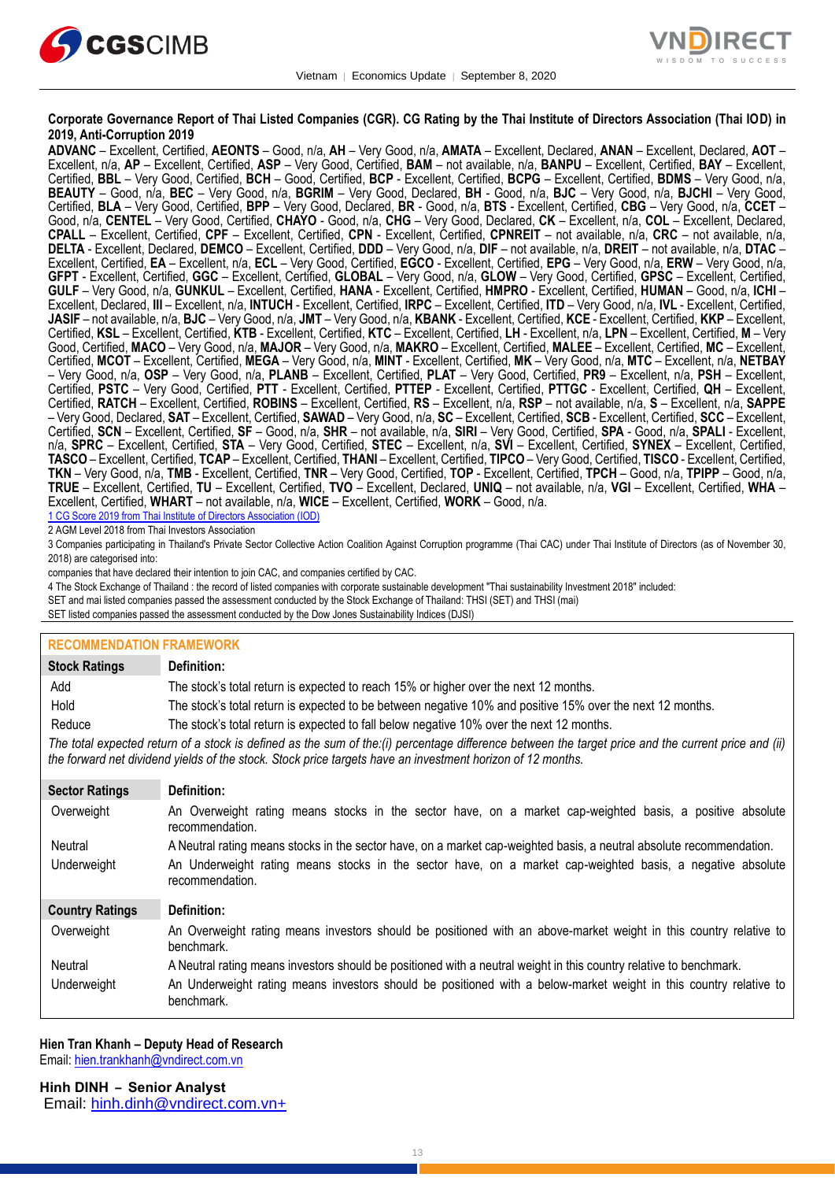**Corporate Governance Report of Thai Listed Companies (CGR). CG Rating by the Thai Institute of Directors Association (Thai IOD) in 2019, Anti-Corruption 2019**

**ADVANC** – Excellent, Certified, **AEONTS** – Good, n/a, **AH** – Very Good, n/a, **AMATA** – Excellent, Declared, **ANAN** – Excellent, Declared, **AOT** – Excellent, n/a, **AP** – Excellent, Certified, **ASP** – Very Good, Certified, **BAM** – not available, n/a, **BANPU** – Excellent, Certified, **BAY** – Excellent, Certified, **BBL** – Very Good, Certified, **BCH** – Good, Certified, **BCP** - Excellent, Certified, **BCPG** – Excellent, Certified, **BDMS** – Very Good, n/a, **BEAUTY** – Good, n/a, **BEC** – Very Good, n/a, **BGRIM** – Very Good, Declared, **BH** - Good, n/a, **BJC** – Very Good, n/a, **BJCHI** – Very Good, Certified, **BLA** – Very Good, Certified, **BPP** – Very Good, Declared, **BR** - Good, n/a, **BTS** - Excellent, Certified, **CBG** – Very Good, n/a, **CCET** – Good, n/a, **CENTEL** – Very Good, Certified, **CHAYO** - Good, n/a, **CHG** – Very Good, Declared, **CK** – Excellent, n/a, **COL** – Excellent, Declared, **CPALL** – Excellent, Certified, **CPF** – Excellent, Certified, **CPN** - Excellent, Certified, **CPNREIT** – not available, n/a, **CRC** – not available, n/a, **DELTA** - Excellent, Declared, **DEMCO** – Excellent, Certified, **DDD** – Very Good, n/a, **DIF** – not available, n/a, **DREIT** – not available, n/a, **DTAC** – Excellent, Certified, **EA** – Excellent, n/a, **ECL** – Very Good, Certified, **EGCO** - Excellent, Certified, **EPG** – Very Good, n/a, **ERW** – Very Good, n/a, **GFPT** - Excellent, Certified, **GGC** – Excellent, Certified, **GLOBAL** – Very Good, n/a, **GLOW** – Very Good, Certified, **GPSC** – Excellent, Certified, **GULF** – Very Good, n/a, **GUNKUL** – Excellent, Certified, **HANA** - Excellent, Certified, **HMPRO** - Excellent, Certified, **HUMAN** – Good, n/a, **ICHI** – Excellent, Declared, **III** – Excellent, n/a, **INTUCH** - Excellent, Certified, **IRPC** – Excellent, Certified, **ITD** – Very Good, n/a, **IVL** - Excellent, Certified, **JASIF** – not available, n/a, **BJC** – Very Good, n/a, **JMT** – Very Good, n/a, **KBANK** - Excellent, Certified, **KCE** - Excellent, Certified, **KKP** – Excellent, Certified, **KSL** – Excellent, Certified, **KTB** - Excellent, Certified, **KTC** – Excellent, Certified, **LH** - Excellent, n/a, **LPN** – Excellent, Certified, **M** – Very Good, Certified, **MACO** – Very Good, n/a, **MAJOR** – Very Good, n/a, **MAKRO** – Excellent, Certified, **MALEE** – Excellent, Certified, **MC** – Excellent, Certified, **MCOT** – Excellent, Certified, **MEGA** – Very Good, n/a, **MINT** - Excellent, Certified, **MK** – Very Good, n/a, **MTC** – Excellent, n/a, **NETBAY** – Very Good, n/a, **OSP** – Very Good, n/a, **PLANB** – Excellent, Certified, **PLAT** – Very Good, Certified, **PR9** – Excellent, n/a, **PSH** – Excellent, Certified, **PSTC** – Very Good, Certified, **PTT** - Excellent, Certified, **PTTEP** - Excellent, Certified, **PTTGC** - Excellent, Certified, **QH** – Excellent, Certified, **RATCH** – Excellent, Certified, **ROBINS** – Excellent, Certified, **RS** – Excellent, n/a, **RSP** – not available, n/a, **S** – Excellent, n/a, **SAPPE** – Very Good, Declared, **SAT** – Excellent, Certified, **SAWAD** – Very Good, n/a, **SC** – Excellent, Certified, **SCB** - Excellent, Certified, **SCC** – Excellent, Certified, **SCN** – Excellent, Certified, **SF** – Good, n/a, **SHR** – not available, n/a, **SIRI** – Very Good, Certified, **SPA** - Good, n/a, **SPALI** - Excellent, n/a, **SPRC** – Excellent, Certified, **STA** – Very Good, Certified, **STEC** – Excellent, n/a, **SVI** – Excellent, Certified, **SYNEX** – Excellent, Certified, **TASCO** – Excellent, Certified, **TCAP** – Excellent, Certified, **THANI** – Excellent, Certified, **TIPCO** – Very Good, Certified, **TISCO** - Excellent, Certified, **TKN** – Very Good, n/a, **TMB** - Excellent, Certified, **TNR** – Very Good, Certified, **TOP** - Excellent, Certified, **TPCH** – Good, n/a, **TPIPP** – Good, n/a, **TRUE** – Excellent, Certified, **TU** – Excellent, Certified, **TVO** – Excellent, Declared, **UNIQ** – not available, n/a, **VGI** – Excellent, Certified, **WHA** – Excellent, Certified, **WHART** – not available, n/a, **WICE** – Excellent, Certified, **WORK** – Good, n/a.

1 CG Score 2019 from Thai Institute of Directors Association (IOD)

2 AGM Level 2018 from Thai Investors Association

3 Companies participating in Thailand's Private Sector Collective Action Coalition Against Corruption programme (Thai CAC) under Thai Institute of Directors (as of November 30, 2018) are categorised into:

companies that have declared their intention to join CAC, and companies certified by CAC.

4 The Stock Exchange of Thailand : the record of listed companies with corporate sustainable development "Thai sustainability Investment 2018" included:

SET and mai listed companies passed the assessment conducted by the Stock Exchange of Thailand: THSI (SET) and THSI (mai)

SET listed companies passed the assessment conducted by the Dow Jones Sustainability Indices (DJSI)

## RECOMMENDATION FRAMEWORK

| Stock Ratings | Definition: |
|---|---|
| Add | The stock's total return is expected to reach 15% or higher over the next 12 months. |
| Hold | The stock's total return is expected to be between negative 10% and positive 15% over the next 12 months. |
| Reduce | The stock's total return is expected to fall below negative 10% over the next 12 months. |

*The total expected return of a stock is defined as the sum of the:(i) percentage difference between the target price and the current price and (ii) the forward net dividend yields of the stock. Stock price targets have an investment horizon of 12 months.*

| Sector Ratings | Definition: |
|---|---|
| Overweight | An Overweight rating means stocks in the sector have, on a market cap-weighted basis, a positive absolute recommendation. |
| Neutral | A Neutral rating means stocks in the sector have, on a market cap-weighted basis, a neutral absolute recommendation. |
| Underweight | An Underweight rating means stocks in the sector have, on a market cap-weighted basis, a negative absolute recommendation. |

| Country Ratings | Definition: |
|---|---|
| Overweight | An Overweight rating means investors should be positioned with an above-market weight in this country relative to benchmark. |
| Neutral | A Neutral rating means investors should be positioned with a neutral weight in this country relative to benchmark. |
| Underweight | An Underweight rating means investors should be positioned with a below-market weight in this country relative to benchmark. |

**Hien Tran Khanh – Deputy Head of Research**
Email: hien.trankhanh@vndirect.com.vn

**Hinh DINH – Senior Analyst**
Email: hinh.dinh@vndirect.com.vn+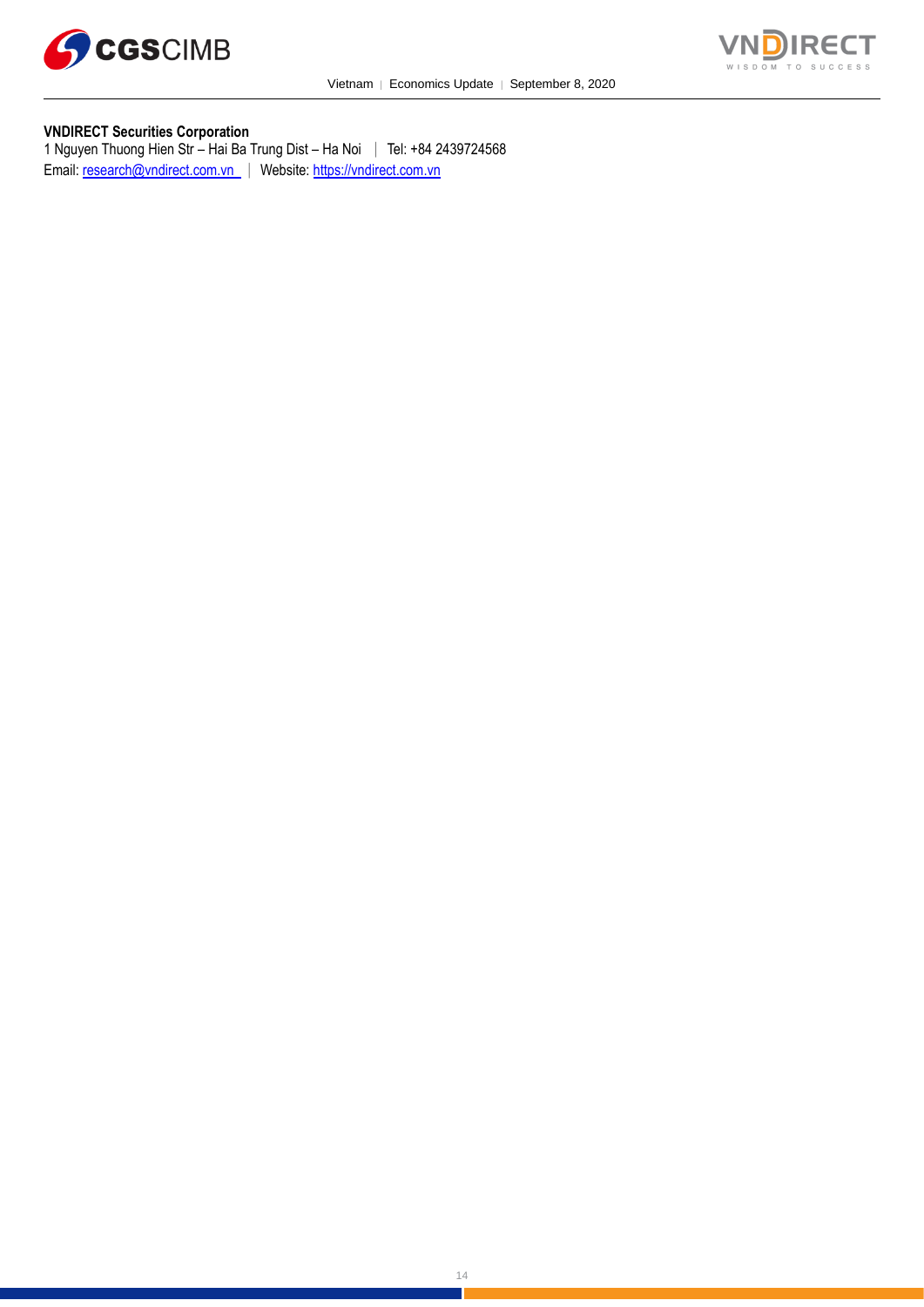**VNDIRECT Securities Corporation**

1 Nguyen Thuong Hien Str – Hai Ba Trung Dist – Ha Noi | Tel: +84 2439724568

Email: research@vndirect.com.vn | Website: https://vndirect.com.vn